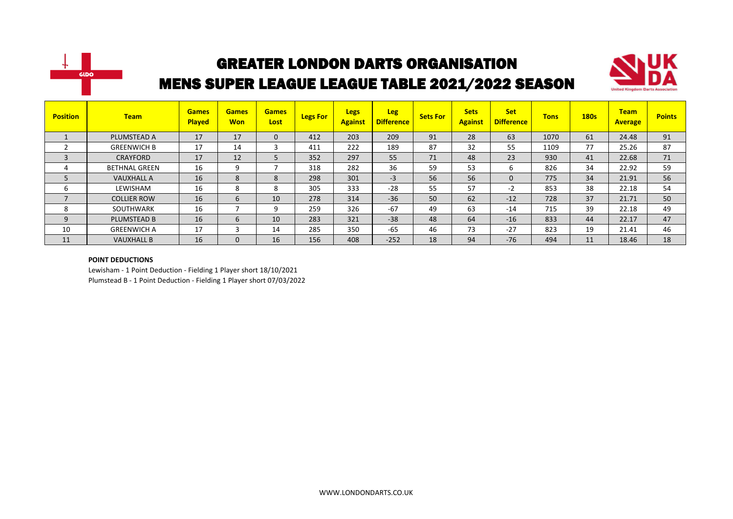# GREATER LONDON DARTS ORGANISATION

## MENS SUPER LEAGUE LEAGUE TABLE 2021/2022 SEASON

| Position | Team | Games Played | Games Won | Games Lost | Legs For | Legs Against | Leg Difference | Sets For | Sets Against | Set Difference | Tons | 180s | Team Average | Points |
|---|---|---|---|---|---|---|---|---|---|---|---|---|---|---|
| 1 | PLUMSTEAD A | 17 | 17 | 0 | 412 | 203 | 209 | 91 | 28 | 63 | 1070 | 61 | 24.48 | 91 |
| 2 | GREENWICH B | 17 | 14 | 3 | 411 | 222 | 189 | 87 | 32 | 55 | 1109 | 77 | 25.26 | 87 |
| 3 | CRAYFORD | 17 | 12 | 5 | 352 | 297 | 55 | 71 | 48 | 23 | 930 | 41 | 22.68 | 71 |
| 4 | BETHNAL GREEN | 16 | 9 | 7 | 318 | 282 | 36 | 59 | 53 | 6 | 826 | 34 | 22.92 | 59 |
| 5 | VAUXHALL A | 16 | 8 | 8 | 298 | 301 | -3 | 56 | 56 | 0 | 775 | 34 | 21.91 | 56 |
| 6 | LEWISHAM | 16 | 8 | 8 | 305 | 333 | -28 | 55 | 57 | -2 | 853 | 38 | 22.18 | 54 |
| 7 | COLLIER ROW | 16 | 6 | 10 | 278 | 314 | -36 | 50 | 62 | -12 | 728 | 37 | 21.71 | 50 |
| 8 | SOUTHWARK | 16 | 7 | 9 | 259 | 326 | -67 | 49 | 63 | -14 | 715 | 39 | 22.18 | 49 |
| 9 | PLUMSTEAD B | 16 | 6 | 10 | 283 | 321 | -38 | 48 | 64 | -16 | 833 | 44 | 22.17 | 47 |
| 10 | GREENWICH A | 17 | 3 | 14 | 285 | 350 | -65 | 46 | 73 | -27 | 823 | 19 | 21.41 | 46 |
| 11 | VAUXHALL B | 16 | 0 | 16 | 156 | 408 | -252 | 18 | 94 | -76 | 494 | 11 | 18.46 | 18 |

**POINT DEDUCTIONS**

Lewisham - 1 Point Deduction - Fielding 1 Player short 18/10/2021

Plumstead B - 1 Point Deduction - Fielding 1 Player short 07/03/2022

WWW.LONDONDARTS.CO.UK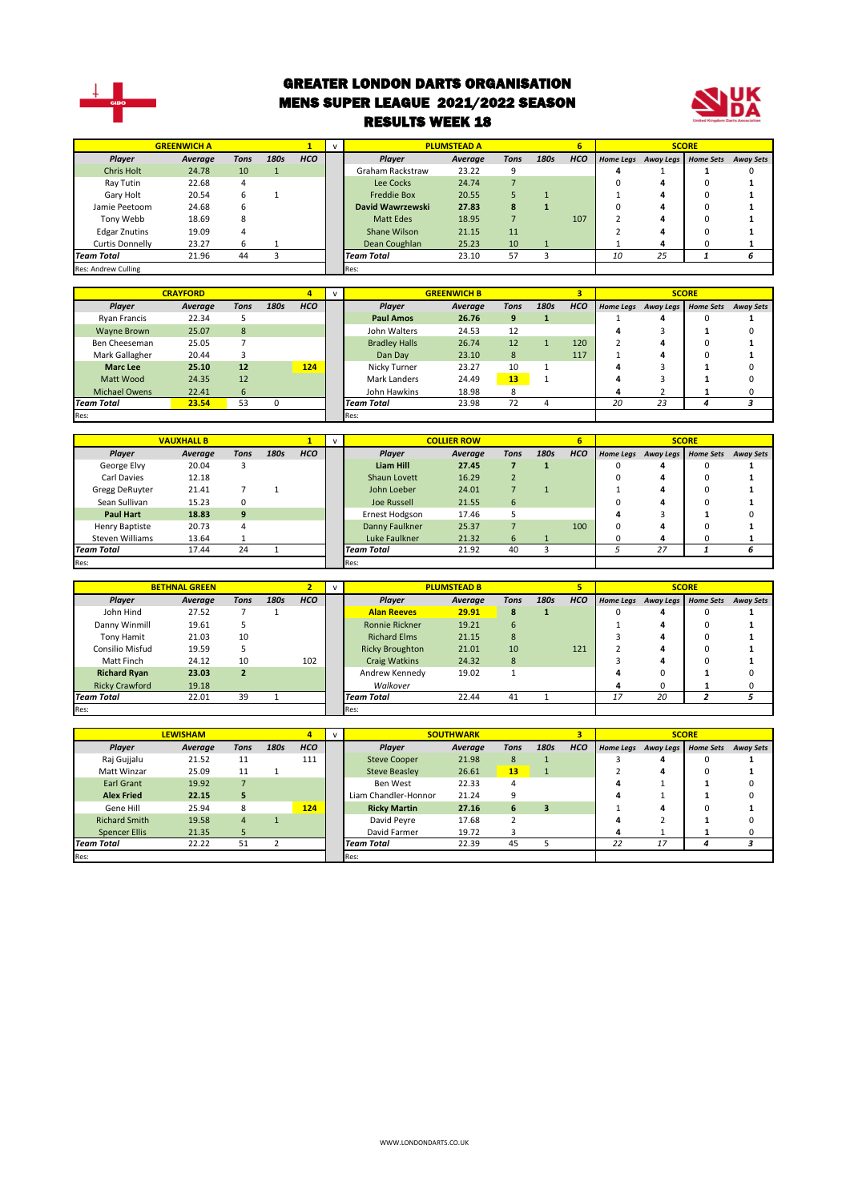# GREATER LONDON DARTS ORGANISATION
## MENS SUPER LEAGUE 2021/2022 SEASON
### RESULTS WEEK 18

| GREENWICH A | | | | 1 | v | PLUMSTEAD A | | | | 6 | SCORE | | | |
|---|---|---|---|---|---|---|---|---|---|---|---|---|---|---|
| Player | Average | Tons | 180s | HCO | | Player | Average | Tons | 180s | HCO | Home Legs | Away Legs | Home Sets | Away Sets |
| Chris Holt | 24.78 | 10 | 1 | | | Graham Rackstraw | 23.22 | 9 | | | 4 | 1 | 1 | 0 |
| Ray Tutin | 22.68 | 4 | | | | Lee Cocks | 24.74 | 7 | | | 0 | 4 | 0 | 1 |
| Gary Holt | 20.54 | 6 | 1 | | | Freddie Box | 20.55 | 5 | 1 | | 1 | 4 | 0 | 1 |
| Jamie Peetoom | 24.68 | 6 | | | | **David Wawrzewski** | **27.83** | **8** | **1** | | 0 | 4 | 0 | 1 |
| Tony Webb | 18.69 | 8 | | | | Matt Edes | 18.95 | 7 | | 107 | 2 | 4 | 0 | 1 |
| Edgar Znutins | 19.09 | 4 | | | | Shane Wilson | 21.15 | 11 | | | 2 | 4 | 0 | 1 |
| Curtis Donnelly | 23.27 | 6 | 1 | | | Dean Coughlan | 25.23 | 10 | 1 | | 1 | 4 | 0 | 1 |
| *Team Total* | 21.96 | 44 | 3 | | | *Team Total* | 23.10 | 57 | 3 | | *10* | *25* | *1* | *6* |
| Res: Andrew Culling | | | | | | Res: | | | | | | | | |

| CRAYFORD | | | | 4 | v | GREENWICH B | | | | 3 | SCORE | | | |
|---|---|---|---|---|---|---|---|---|---|---|---|---|---|---|
| Player | Average | Tons | 180s | HCO | | Player | Average | Tons | 180s | HCO | Home Legs | Away Legs | Home Sets | Away Sets |
| Ryan Francis | 22.34 | 5 | | | | **Paul Amos** | **26.76** | **9** | **1** | | 1 | 4 | 0 | 1 |
| Wayne Brown | 25.07 | 8 | | | | John Walters | 24.53 | 12 | | | 4 | 3 | 1 | 0 |
| Ben Cheeseman | 25.05 | 7 | | | | Bradley Halls | 26.74 | 12 | 1 | 120 | 2 | 4 | 0 | 1 |
| Mark Gallagher | 20.44 | 3 | | | | Dan Day | 23.10 | 8 | | 117 | 1 | 4 | 0 | 1 |
| **Marc Lee** | **25.10** | **12** | | **124** | | Nicky Turner | 23.27 | 10 | 1 | | 4 | 3 | 1 | 0 |
| Matt Wood | 24.35 | 12 | | | | Mark Landers | 24.49 | 13 | 1 | | 4 | 3 | 1 | 0 |
| Michael Owens | 22.41 | 6 | | | | John Hawkins | 18.98 | 8 | | | 4 | 2 | 1 | 0 |
| *Team Total* | 23.54 | 53 | 0 | | | *Team Total* | 23.98 | 72 | 4 | | *20* | *23* | *4* | *3* |
| Res: | | | | | | Res: | | | | | | | | |

| VAUXHALL B | | | | 1 | v | COLLIER ROW | | | | 6 | SCORE | | | |
|---|---|---|---|---|---|---|---|---|---|---|---|---|---|---|
| Player | Average | Tons | 180s | HCO | | Player | Average | Tons | 180s | HCO | Home Legs | Away Legs | Home Sets | Away Sets |
| George Elvy | 20.04 | 3 | | | | **Liam Hill** | **27.45** | **7** | **1** | | 0 | 4 | 0 | 1 |
| Carl Davies | 12.18 | | | | | Shaun Lovett | 16.29 | 2 | | | 0 | 4 | 0 | 1 |
| Gregg DeRuyter | 21.41 | 7 | 1 | | | John Loeber | 24.01 | 7 | 1 | | 1 | 4 | 0 | 1 |
| Sean Sullivan | 15.23 | 0 | | | | Joe Russell | 21.55 | 6 | | | 0 | 4 | 0 | 1 |
| **Paul Hart** | **18.83** | **9** | | | | Ernest Hodgson | 17.46 | 5 | | | 4 | 3 | 1 | 0 |
| Henry Baptiste | 20.73 | 4 | | | | Danny Faulkner | 25.37 | 7 | | 100 | 0 | 4 | 0 | 1 |
| Steven Williams | 13.64 | 1 | | | | Luke Faulkner | 21.32 | 6 | 1 | | 0 | 4 | 0 | 1 |
| *Team Total* | 17.44 | 24 | 1 | | | *Team Total* | 21.92 | 40 | 3 | | *5* | *27* | *1* | *6* |
| Res: | | | | | | Res: | | | | | | | | |

| BETHNAL GREEN | | | | 2 | v | PLUMSTEAD B | | | | 5 | SCORE | | | |
|---|---|---|---|---|---|---|---|---|---|---|---|---|---|---|
| Player | Average | Tons | 180s | HCO | | Player | Average | Tons | 180s | HCO | Home Legs | Away Legs | Home Sets | Away Sets |
| John Hind | 27.52 | 7 | 1 | | | **Alan Reeves** | **29.91** | **8** | **1** | | 0 | 4 | 0 | 1 |
| Danny Winmill | 19.61 | 5 | | | | Ronnie Rickner | 19.21 | 6 | | | 1 | 4 | 0 | 1 |
| Tony Hamit | 21.03 | 10 | | | | Richard Elms | 21.15 | 8 | | | 3 | 4 | 0 | 1 |
| Consilio Misfud | 19.59 | 5 | | | | Ricky Broughton | 21.01 | 10 | | 121 | 2 | 4 | 0 | 1 |
| Matt Finch | 24.12 | 10 | | 102 | | Craig Watkins | 24.32 | 8 | | | 3 | 4 | 0 | 1 |
| **Richard Ryan** | **23.03** | **2** | | | | Andrew Kennedy | 19.02 | 1 | | | 4 | 0 | 1 | 0 |
| Ricky Crawford | 19.18 | | | | | *Walkover* | | | | | 4 | 0 | 1 | 0 |
| *Team Total* | 22.01 | 39 | 1 | | | *Team Total* | 22.44 | 41 | 1 | | *17* | *20* | *2* | *5* |
| Res: | | | | | | Res: | | | | | | | | |

| LEWISHAM | | | | 4 | v | SOUTHWARK | | | | 3 | SCORE | | | |
|---|---|---|---|---|---|---|---|---|---|---|---|---|---|---|
| Player | Average | Tons | 180s | HCO | | Player | Average | Tons | 180s | HCO | Home Legs | Away Legs | Home Sets | Away Sets |
| Raj Gujjalu | 21.52 | 11 | | 111 | | Steve Cooper | 21.98 | 8 | 1 | | 3 | 4 | 0 | 1 |
| Matt Winzar | 25.09 | 11 | 1 | | | Steve Beasley | 26.61 | 13 | 1 | | 2 | 4 | 0 | 1 |
| Earl Grant | 19.92 | 7 | | | | Ben West | 22.33 | 4 | | | 4 | 1 | 1 | 0 |
| **Alex Fried** | **22.15** | **5** | | | | Liam Chandler-Honnor | 21.24 | 9 | | | 4 | 1 | 1 | 0 |
| Gene Hill | 25.94 | 8 | | 124 | | **Ricky Martin** | **27.16** | **6** | **3** | | 1 | 4 | 0 | 1 |
| Richard Smith | 19.58 | 4 | 1 | | | David Peyre | 17.68 | 2 | | | 4 | 2 | 1 | 0 |
| Spencer Ellis | 21.35 | 5 | | | | David Farmer | 19.72 | 3 | | | 4 | 1 | 1 | 0 |
| *Team Total* | 22.22 | 51 | 2 | | | *Team Total* | 22.39 | 45 | 5 | | *22* | *17* | *4* | *3* |
| Res: | | | | | | Res: | | | | | | | | |

WWW.LONDONDARTS.CO.UK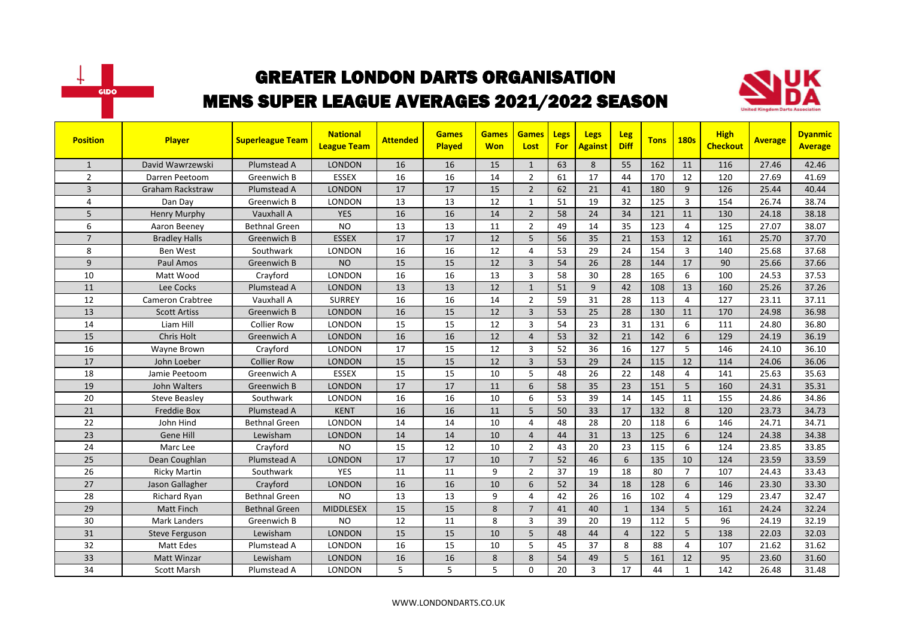# GREATER LONDON DARTS ORGANISATION
# MENS SUPER LEAGUE AVERAGES 2021/2022 SEASON

| Position | Player | Superleague Team | National League Team | Attended | Games Played | Games Won | Games Lost | Legs For | Legs Against | Leg Diff | Tons | 180s | High Checkout | Average | Dyanmic Average |
|---|---|---|---|---|---|---|---|---|---|---|---|---|---|---|---|
| 1 | David Wawrzewski | Plumstead A | LONDON | 16 | 16 | 15 | 1 | 63 | 8 | 55 | 162 | 11 | 116 | 27.46 | 42.46 |
| 2 | Darren Peetoom | Greenwich B | ESSEX | 16 | 16 | 14 | 2 | 61 | 17 | 44 | 170 | 12 | 120 | 27.69 | 41.69 |
| 3 | Graham Rackstraw | Plumstead A | LONDON | 17 | 17 | 15 | 2 | 62 | 21 | 41 | 180 | 9 | 126 | 25.44 | 40.44 |
| 4 | Dan Day | Greenwich B | LONDON | 13 | 13 | 12 | 1 | 51 | 19 | 32 | 125 | 3 | 154 | 26.74 | 38.74 |
| 5 | Henry Murphy | Vauxhall A | YES | 16 | 16 | 14 | 2 | 58 | 24 | 34 | 121 | 11 | 130 | 24.18 | 38.18 |
| 6 | Aaron Beeney | Bethnal Green | NO | 13 | 13 | 11 | 2 | 49 | 14 | 35 | 123 | 4 | 125 | 27.07 | 38.07 |
| 7 | Bradley Halls | Greenwich B | ESSEX | 17 | 17 | 12 | 5 | 56 | 35 | 21 | 153 | 12 | 161 | 25.70 | 37.70 |
| 8 | Ben West | Southwark | LONDON | 16 | 16 | 12 | 4 | 53 | 29 | 24 | 154 | 3 | 140 | 25.68 | 37.68 |
| 9 | Paul Amos | Greenwich B | NO | 15 | 15 | 12 | 3 | 54 | 26 | 28 | 144 | 17 | 90 | 25.66 | 37.66 |
| 10 | Matt Wood | Crayford | LONDON | 16 | 16 | 13 | 3 | 58 | 30 | 28 | 165 | 6 | 100 | 24.53 | 37.53 |
| 11 | Lee Cocks | Plumstead A | LONDON | 13 | 13 | 12 | 1 | 51 | 9 | 42 | 108 | 13 | 160 | 25.26 | 37.26 |
| 12 | Cameron Crabtree | Vauxhall A | SURREY | 16 | 16 | 14 | 2 | 59 | 31 | 28 | 113 | 4 | 127 | 23.11 | 37.11 |
| 13 | Scott Artiss | Greenwich B | LONDON | 16 | 15 | 12 | 3 | 53 | 25 | 28 | 130 | 11 | 170 | 24.98 | 36.98 |
| 14 | Liam Hill | Collier Row | LONDON | 15 | 15 | 12 | 3 | 54 | 23 | 31 | 131 | 6 | 111 | 24.80 | 36.80 |
| 15 | Chris Holt | Greenwich A | LONDON | 16 | 16 | 12 | 4 | 53 | 32 | 21 | 142 | 6 | 129 | 24.19 | 36.19 |
| 16 | Wayne Brown | Crayford | LONDON | 17 | 15 | 12 | 3 | 52 | 36 | 16 | 127 | 5 | 146 | 24.10 | 36.10 |
| 17 | John Loeber | Collier Row | LONDON | 15 | 15 | 12 | 3 | 53 | 29 | 24 | 115 | 12 | 114 | 24.06 | 36.06 |
| 18 | Jamie Peetoom | Greenwich A | ESSEX | 15 | 15 | 10 | 5 | 48 | 26 | 22 | 148 | 4 | 141 | 25.63 | 35.63 |
| 19 | John Walters | Greenwich B | LONDON | 17 | 17 | 11 | 6 | 58 | 35 | 23 | 151 | 5 | 160 | 24.31 | 35.31 |
| 20 | Steve Beasley | Southwark | LONDON | 16 | 16 | 10 | 6 | 53 | 39 | 14 | 145 | 11 | 155 | 24.86 | 34.86 |
| 21 | Freddie Box | Plumstead A | KENT | 16 | 16 | 11 | 5 | 50 | 33 | 17 | 132 | 8 | 120 | 23.73 | 34.73 |
| 22 | John Hind | Bethnal Green | LONDON | 14 | 14 | 10 | 4 | 48 | 28 | 20 | 118 | 6 | 146 | 24.71 | 34.71 |
| 23 | Gene Hill | Lewisham | LONDON | 14 | 14 | 10 | 4 | 44 | 31 | 13 | 125 | 6 | 124 | 24.38 | 34.38 |
| 24 | Marc Lee | Crayford | NO | 15 | 12 | 10 | 2 | 43 | 20 | 23 | 115 | 6 | 124 | 23.85 | 33.85 |
| 25 | Dean Coughlan | Plumstead A | LONDON | 17 | 17 | 10 | 7 | 52 | 46 | 6 | 135 | 10 | 124 | 23.59 | 33.59 |
| 26 | Ricky Martin | Southwark | YES | 11 | 11 | 9 | 2 | 37 | 19 | 18 | 80 | 7 | 107 | 24.43 | 33.43 |
| 27 | Jason Gallagher | Crayford | LONDON | 16 | 16 | 10 | 6 | 52 | 34 | 18 | 128 | 6 | 146 | 23.30 | 33.30 |
| 28 | Richard Ryan | Bethnal Green | NO | 13 | 13 | 9 | 4 | 42 | 26 | 16 | 102 | 4 | 129 | 23.47 | 32.47 |
| 29 | Matt Finch | Bethnal Green | MIDDLESEX | 15 | 15 | 8 | 7 | 41 | 40 | 1 | 134 | 5 | 161 | 24.24 | 32.24 |
| 30 | Mark Landers | Greenwich B | NO | 12 | 11 | 8 | 3 | 39 | 20 | 19 | 112 | 5 | 96 | 24.19 | 32.19 |
| 31 | Steve Ferguson | Lewisham | LONDON | 15 | 15 | 10 | 5 | 48 | 44 | 4 | 122 | 5 | 138 | 22.03 | 32.03 |
| 32 | Matt Edes | Plumstead A | LONDON | 16 | 15 | 10 | 5 | 45 | 37 | 8 | 88 | 4 | 107 | 21.62 | 31.62 |
| 33 | Matt Winzar | Lewisham | LONDON | 16 | 16 | 8 | 8 | 54 | 49 | 5 | 161 | 12 | 95 | 23.60 | 31.60 |
| 34 | Scott Marsh | Plumstead A | LONDON | 5 | 5 | 5 | 0 | 20 | 3 | 17 | 44 | 1 | 142 | 26.48 | 31.48 |

WWW.LONDONDARTS.CO.UK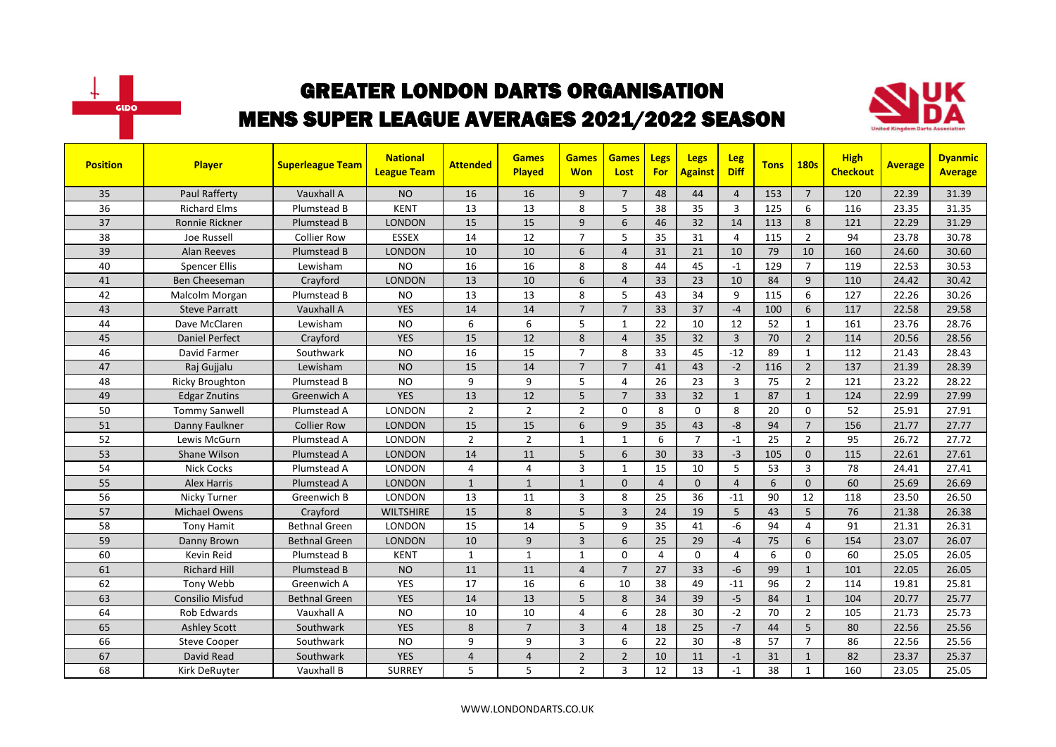# GREATER LONDON DARTS ORGANISATION

## MENS SUPER LEAGUE AVERAGES 2021/2022 SEASON

| Position | Player | Superleague Team | National League Team | Attended | Games Played | Games Won | Games Lost | Legs For | Legs Against | Leg Diff | Tons | 180s | High Checkout | Average | Dyanmic Average |
|---|---|---|---|---|---|---|---|---|---|---|---|---|---|---|---|
| 35 | Paul Rafferty | Vauxhall A | NO | 16 | 16 | 9 | 7 | 48 | 44 | 4 | 153 | 7 | 120 | 22.39 | 31.39 |
| 36 | Richard Elms | Plumstead B | KENT | 13 | 13 | 8 | 5 | 38 | 35 | 3 | 125 | 6 | 116 | 23.35 | 31.35 |
| 37 | Ronnie Rickner | Plumstead B | LONDON | 15 | 15 | 9 | 6 | 46 | 32 | 14 | 113 | 8 | 121 | 22.29 | 31.29 |
| 38 | Joe Russell | Collier Row | ESSEX | 14 | 12 | 7 | 5 | 35 | 31 | 4 | 115 | 2 | 94 | 23.78 | 30.78 |
| 39 | Alan Reeves | Plumstead B | LONDON | 10 | 10 | 6 | 4 | 31 | 21 | 10 | 79 | 10 | 160 | 24.60 | 30.60 |
| 40 | Spencer Ellis | Lewisham | NO | 16 | 16 | 8 | 8 | 44 | 45 | -1 | 129 | 7 | 119 | 22.53 | 30.53 |
| 41 | Ben Cheeseman | Crayford | LONDON | 13 | 10 | 6 | 4 | 33 | 23 | 10 | 84 | 9 | 110 | 24.42 | 30.42 |
| 42 | Malcolm Morgan | Plumstead B | NO | 13 | 13 | 8 | 5 | 43 | 34 | 9 | 115 | 6 | 127 | 22.26 | 30.26 |
| 43 | Steve Parratt | Vauxhall A | YES | 14 | 14 | 7 | 7 | 33 | 37 | -4 | 100 | 6 | 117 | 22.58 | 29.58 |
| 44 | Dave McClaren | Lewisham | NO | 6 | 6 | 5 | 1 | 22 | 10 | 12 | 52 | 1 | 161 | 23.76 | 28.76 |
| 45 | Daniel Perfect | Crayford | YES | 15 | 12 | 8 | 4 | 35 | 32 | 3 | 70 | 2 | 114 | 20.56 | 28.56 |
| 46 | David Farmer | Southwark | NO | 16 | 15 | 7 | 8 | 33 | 45 | -12 | 89 | 1 | 112 | 21.43 | 28.43 |
| 47 | Raj Gujjalu | Lewisham | NO | 15 | 14 | 7 | 7 | 41 | 43 | -2 | 116 | 2 | 137 | 21.39 | 28.39 |
| 48 | Ricky Broughton | Plumstead B | NO | 9 | 9 | 5 | 4 | 26 | 23 | 3 | 75 | 2 | 121 | 23.22 | 28.22 |
| 49 | Edgar Znutins | Greenwich A | YES | 13 | 12 | 5 | 7 | 33 | 32 | 1 | 87 | 1 | 124 | 22.99 | 27.99 |
| 50 | Tommy Sanwell | Plumstead A | LONDON | 2 | 2 | 2 | 0 | 8 | 0 | 8 | 20 | 0 | 52 | 25.91 | 27.91 |
| 51 | Danny Faulkner | Collier Row | LONDON | 15 | 15 | 6 | 9 | 35 | 43 | -8 | 94 | 7 | 156 | 21.77 | 27.77 |
| 52 | Lewis McGurn | Plumstead A | LONDON | 2 | 2 | 1 | 1 | 6 | 7 | -1 | 25 | 2 | 95 | 26.72 | 27.72 |
| 53 | Shane Wilson | Plumstead A | LONDON | 14 | 11 | 5 | 6 | 30 | 33 | -3 | 105 | 0 | 115 | 22.61 | 27.61 |
| 54 | Nick Cocks | Plumstead A | LONDON | 4 | 4 | 3 | 1 | 15 | 10 | 5 | 53 | 3 | 78 | 24.41 | 27.41 |
| 55 | Alex Harris | Plumstead A | LONDON | 1 | 1 | 1 | 0 | 4 | 0 | 4 | 6 | 0 | 60 | 25.69 | 26.69 |
| 56 | Nicky Turner | Greenwich B | LONDON | 13 | 11 | 3 | 8 | 25 | 36 | -11 | 90 | 12 | 118 | 23.50 | 26.50 |
| 57 | Michael Owens | Crayford | WILTSHIRE | 15 | 8 | 5 | 3 | 24 | 19 | 5 | 43 | 5 | 76 | 21.38 | 26.38 |
| 58 | Tony Hamit | Bethnal Green | LONDON | 15 | 14 | 5 | 9 | 35 | 41 | -6 | 94 | 4 | 91 | 21.31 | 26.31 |
| 59 | Danny Brown | Bethnal Green | LONDON | 10 | 9 | 3 | 6 | 25 | 29 | -4 | 75 | 6 | 154 | 23.07 | 26.07 |
| 60 | Kevin Reid | Plumstead B | KENT | 1 | 1 | 1 | 0 | 4 | 0 | 4 | 6 | 0 | 60 | 25.05 | 26.05 |
| 61 | Richard Hill | Plumstead B | NO | 11 | 11 | 4 | 7 | 27 | 33 | -6 | 99 | 1 | 101 | 22.05 | 26.05 |
| 62 | Tony Webb | Greenwich A | YES | 17 | 16 | 6 | 10 | 38 | 49 | -11 | 96 | 2 | 114 | 19.81 | 25.81 |
| 63 | Consilio Misfud | Bethnal Green | YES | 14 | 13 | 5 | 8 | 34 | 39 | -5 | 84 | 1 | 104 | 20.77 | 25.77 |
| 64 | Rob Edwards | Vauxhall A | NO | 10 | 10 | 4 | 6 | 28 | 30 | -2 | 70 | 2 | 105 | 21.73 | 25.73 |
| 65 | Ashley Scott | Southwark | YES | 8 | 7 | 3 | 4 | 18 | 25 | -7 | 44 | 5 | 80 | 22.56 | 25.56 |
| 66 | Steve Cooper | Southwark | NO | 9 | 9 | 3 | 6 | 22 | 30 | -8 | 57 | 7 | 86 | 22.56 | 25.56 |
| 67 | David Read | Southwark | YES | 4 | 4 | 2 | 2 | 10 | 11 | -1 | 31 | 1 | 82 | 23.37 | 25.37 |
| 68 | Kirk DeRuyter | Vauxhall B | SURREY | 5 | 5 | 2 | 3 | 12 | 13 | -1 | 38 | 1 | 160 | 23.05 | 25.05 |

WWW.LONDONDARTS.CO.UK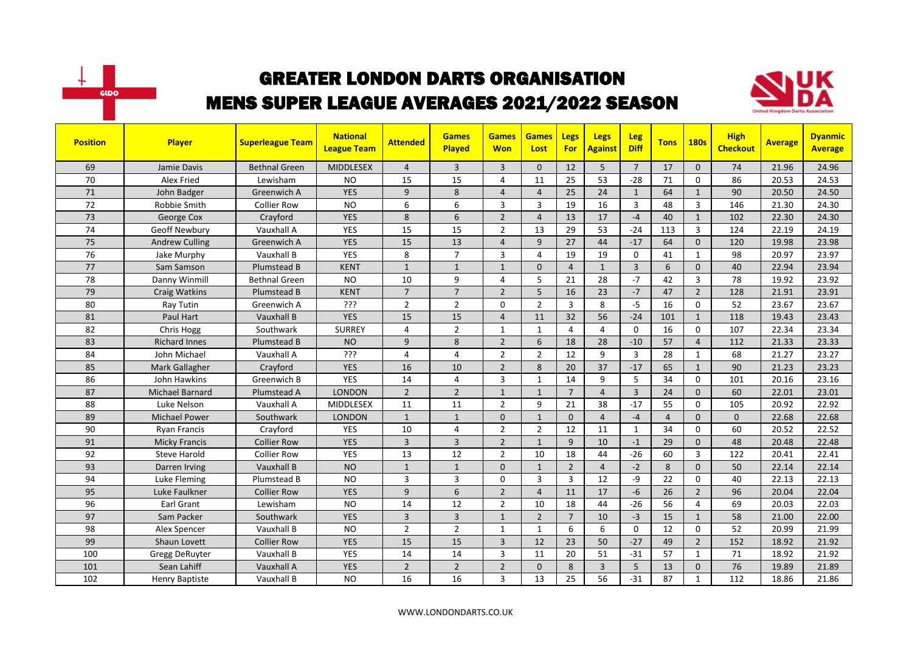# GREATER LONDON DARTS ORGANISATION

## MENS SUPER LEAGUE AVERAGES 2021/2022 SEASON

| Position | Player | Superleague Team | National League Team | Attended | Games Played | Games Won | Games Lost | Legs For | Legs Against | Leg Diff | Tons | 180s | High Checkout | Average | Dyanmic Average |
|---|---|---|---|---|---|---|---|---|---|---|---|---|---|---|---|
| 69 | Jamie Davis | Bethnal Green | MIDDLESEX | 4 | 3 | 3 | 0 | 12 | 5 | 7 | 17 | 0 | 74 | 21.96 | 24.96 |
| 70 | Alex Fried | Lewisham | NO | 15 | 15 | 4 | 11 | 25 | 53 | -28 | 71 | 0 | 86 | 20.53 | 24.53 |
| 71 | John Badger | Greenwich A | YES | 9 | 8 | 4 | 4 | 25 | 24 | 1 | 64 | 1 | 90 | 20.50 | 24.50 |
| 72 | Robbie Smith | Collier Row | NO | 6 | 6 | 3 | 3 | 19 | 16 | 3 | 48 | 3 | 146 | 21.30 | 24.30 |
| 73 | George Cox | Crayford | YES | 8 | 6 | 2 | 4 | 13 | 17 | -4 | 40 | 1 | 102 | 22.30 | 24.30 |
| 74 | Geoff Newbury | Vauxhall A | YES | 15 | 15 | 2 | 13 | 29 | 53 | -24 | 113 | 3 | 124 | 22.19 | 24.19 |
| 75 | Andrew Culling | Greenwich A | YES | 15 | 13 | 4 | 9 | 27 | 44 | -17 | 64 | 0 | 120 | 19.98 | 23.98 |
| 76 | Jake Murphy | Vauxhall B | YES | 8 | 7 | 3 | 4 | 19 | 19 | 0 | 41 | 1 | 98 | 20.97 | 23.97 |
| 77 | Sam Samson | Plumstead B | KENT | 1 | 1 | 1 | 0 | 4 | 1 | 3 | 6 | 0 | 40 | 22.94 | 23.94 |
| 78 | Danny Winmill | Bethnal Green | NO | 10 | 9 | 4 | 5 | 21 | 28 | -7 | 42 | 3 | 78 | 19.92 | 23.92 |
| 79 | Craig Watkins | Plumstead B | KENT | 7 | 7 | 2 | 5 | 16 | 23 | -7 | 47 | 2 | 128 | 21.91 | 23.91 |
| 80 | Ray Tutin | Greenwich A | ??? | 2 | 2 | 0 | 2 | 3 | 8 | -5 | 16 | 0 | 52 | 23.67 | 23.67 |
| 81 | Paul Hart | Vauxhall B | YES | 15 | 15 | 4 | 11 | 32 | 56 | -24 | 101 | 1 | 118 | 19.43 | 23.43 |
| 82 | Chris Hogg | Southwark | SURREY | 4 | 2 | 1 | 1 | 4 | 4 | 0 | 16 | 0 | 107 | 22.34 | 23.34 |
| 83 | Richard Innes | Plumstead B | NO | 9 | 8 | 2 | 6 | 18 | 28 | -10 | 57 | 4 | 112 | 21.33 | 23.33 |
| 84 | John Michael | Vauxhall A | ??? | 4 | 4 | 2 | 2 | 12 | 9 | 3 | 28 | 1 | 68 | 21.27 | 23.27 |
| 85 | Mark Gallagher | Crayford | YES | 16 | 10 | 2 | 8 | 20 | 37 | -17 | 65 | 1 | 90 | 21.23 | 23.23 |
| 86 | John Hawkins | Greenwich B | YES | 14 | 4 | 3 | 1 | 14 | 9 | 5 | 34 | 0 | 101 | 20.16 | 23.16 |
| 87 | Michael Barnard | Plumstead A | LONDON | 2 | 2 | 1 | 1 | 7 | 4 | 3 | 24 | 0 | 60 | 22.01 | 23.01 |
| 88 | Luke Nelson | Vauxhall A | MIDDLESEX | 11 | 11 | 2 | 9 | 21 | 38 | -17 | 55 | 0 | 105 | 20.92 | 22.92 |
| 89 | Michael Power | Southwark | LONDON | 1 | 1 | 0 | 1 | 0 | 4 | -4 | 4 | 0 | 0 | 22.68 | 22.68 |
| 90 | Ryan Francis | Crayford | YES | 10 | 4 | 2 | 2 | 12 | 11 | 1 | 34 | 0 | 60 | 20.52 | 22.52 |
| 91 | Micky Francis | Collier Row | YES | 3 | 3 | 2 | 1 | 9 | 10 | -1 | 29 | 0 | 48 | 20.48 | 22.48 |
| 92 | Steve Harold | Collier Row | YES | 13 | 12 | 2 | 10 | 18 | 44 | -26 | 60 | 3 | 122 | 20.41 | 22.41 |
| 93 | Darren Irving | Vauxhall B | NO | 1 | 1 | 0 | 1 | 2 | 4 | -2 | 8 | 0 | 50 | 22.14 | 22.14 |
| 94 | Luke Fleming | Plumstead B | NO | 3 | 3 | 0 | 3 | 3 | 12 | -9 | 22 | 0 | 40 | 22.13 | 22.13 |
| 95 | Luke Faulkner | Collier Row | YES | 9 | 6 | 2 | 4 | 11 | 17 | -6 | 26 | 2 | 96 | 20.04 | 22.04 |
| 96 | Earl Grant | Lewisham | NO | 14 | 12 | 2 | 10 | 18 | 44 | -26 | 56 | 4 | 69 | 20.03 | 22.03 |
| 97 | Sam Packer | Southwark | YES | 3 | 3 | 1 | 2 | 7 | 10 | -3 | 15 | 1 | 58 | 21.00 | 22.00 |
| 98 | Alex Spencer | Vauxhall B | NO | 2 | 2 | 1 | 1 | 6 | 6 | 0 | 12 | 0 | 52 | 20.99 | 21.99 |
| 99 | Shaun Lovett | Collier Row | YES | 15 | 15 | 3 | 12 | 23 | 50 | -27 | 49 | 2 | 152 | 18.92 | 21.92 |
| 100 | Gregg DeRuyter | Vauxhall B | YES | 14 | 14 | 3 | 11 | 20 | 51 | -31 | 57 | 1 | 71 | 18.92 | 21.92 |
| 101 | Sean Lahiff | Vauxhall A | YES | 2 | 2 | 2 | 0 | 8 | 3 | 5 | 13 | 0 | 76 | 19.89 | 21.89 |
| 102 | Henry Baptiste | Vauxhall B | NO | 16 | 16 | 3 | 13 | 25 | 56 | -31 | 87 | 1 | 112 | 18.86 | 21.86 |

WWW.LONDONDARTS.CO.UK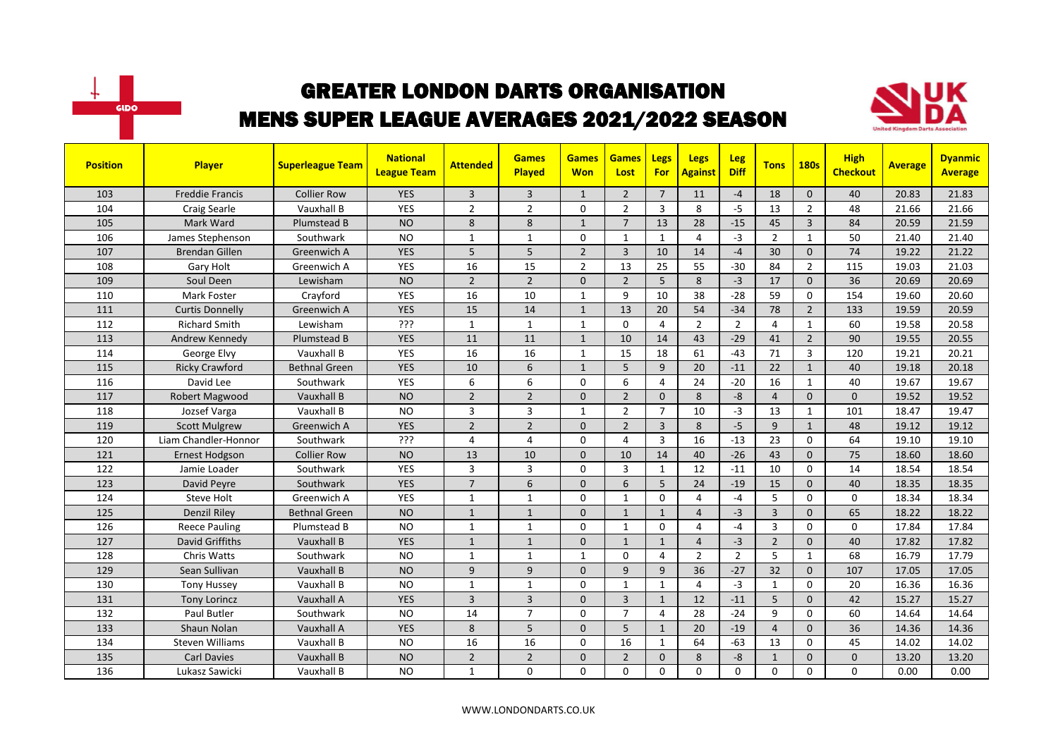# GREATER LONDON DARTS ORGANISATION

## MENS SUPER LEAGUE AVERAGES 2021/2022 SEASON

| Position | Player | Superleague Team | National League Team | Attended | Games Played | Games Won | Games Lost | Legs For | Legs Against | Leg Diff | Tons | 180s | High Checkout | Average | Dyanmic Average |
|---|---|---|---|---|---|---|---|---|---|---|---|---|---|---|---|
| 103 | Freddie Francis | Collier Row | YES | 3 | 3 | 1 | 2 | 7 | 11 | -4 | 18 | 0 | 40 | 20.83 | 21.83 |
| 104 | Craig Searle | Vauxhall B | YES | 2 | 2 | 0 | 2 | 3 | 8 | -5 | 13 | 2 | 48 | 21.66 | 21.66 |
| 105 | Mark Ward | Plumstead B | NO | 8 | 8 | 1 | 7 | 13 | 28 | -15 | 45 | 3 | 84 | 20.59 | 21.59 |
| 106 | James Stephenson | Southwark | NO | 1 | 1 | 0 | 1 | 1 | 4 | -3 | 2 | 1 | 50 | 21.40 | 21.40 |
| 107 | Brendan Gillen | Greenwich A | YES | 5 | 5 | 2 | 3 | 10 | 14 | -4 | 30 | 0 | 74 | 19.22 | 21.22 |
| 108 | Gary Holt | Greenwich A | YES | 16 | 15 | 2 | 13 | 25 | 55 | -30 | 84 | 2 | 115 | 19.03 | 21.03 |
| 109 | Soul Deen | Lewisham | NO | 2 | 2 | 0 | 2 | 5 | 8 | -3 | 17 | 0 | 36 | 20.69 | 20.69 |
| 110 | Mark Foster | Crayford | YES | 16 | 10 | 1 | 9 | 10 | 38 | -28 | 59 | 0 | 154 | 19.60 | 20.60 |
| 111 | Curtis Donnelly | Greenwich A | YES | 15 | 14 | 1 | 13 | 20 | 54 | -34 | 78 | 2 | 133 | 19.59 | 20.59 |
| 112 | Richard Smith | Lewisham | ??? | 1 | 1 | 1 | 0 | 4 | 2 | 2 | 4 | 1 | 60 | 19.58 | 20.58 |
| 113 | Andrew Kennedy | Plumstead B | YES | 11 | 11 | 1 | 10 | 14 | 43 | -29 | 41 | 2 | 90 | 19.55 | 20.55 |
| 114 | George Elvy | Vauxhall B | YES | 16 | 16 | 1 | 15 | 18 | 61 | -43 | 71 | 3 | 120 | 19.21 | 20.21 |
| 115 | Ricky Crawford | Bethnal Green | YES | 10 | 6 | 1 | 5 | 9 | 20 | -11 | 22 | 1 | 40 | 19.18 | 20.18 |
| 116 | David Lee | Southwark | YES | 6 | 6 | 0 | 6 | 4 | 24 | -20 | 16 | 1 | 40 | 19.67 | 19.67 |
| 117 | Robert Magwood | Vauxhall B | NO | 2 | 2 | 0 | 2 | 0 | 8 | -8 | 4 | 0 | 0 | 19.52 | 19.52 |
| 118 | Jozsef Varga | Vauxhall B | NO | 3 | 3 | 1 | 2 | 7 | 10 | -3 | 13 | 1 | 101 | 18.47 | 19.47 |
| 119 | Scott Mulgrew | Greenwich A | YES | 2 | 2 | 0 | 2 | 3 | 8 | -5 | 9 | 1 | 48 | 19.12 | 19.12 |
| 120 | Liam Chandler-Honnor | Southwark | ??? | 4 | 4 | 0 | 4 | 3 | 16 | -13 | 23 | 0 | 64 | 19.10 | 19.10 |
| 121 | Ernest Hodgson | Collier Row | NO | 13 | 10 | 0 | 10 | 14 | 40 | -26 | 43 | 0 | 75 | 18.60 | 18.60 |
| 122 | Jamie Loader | Southwark | YES | 3 | 3 | 0 | 3 | 1 | 12 | -11 | 10 | 0 | 14 | 18.54 | 18.54 |
| 123 | David Peyre | Southwark | YES | 7 | 6 | 0 | 6 | 5 | 24 | -19 | 15 | 0 | 40 | 18.35 | 18.35 |
| 124 | Steve Holt | Greenwich A | YES | 1 | 1 | 0 | 1 | 0 | 4 | -4 | 5 | 0 | 0 | 18.34 | 18.34 |
| 125 | Denzil Riley | Bethnal Green | NO | 1 | 1 | 0 | 1 | 1 | 4 | -3 | 3 | 0 | 65 | 18.22 | 18.22 |
| 126 | Reece Pauling | Plumstead B | NO | 1 | 1 | 0 | 1 | 0 | 4 | -4 | 3 | 0 | 0 | 17.84 | 17.84 |
| 127 | David Griffiths | Vauxhall B | YES | 1 | 1 | 0 | 1 | 1 | 4 | -3 | 2 | 0 | 40 | 17.82 | 17.82 |
| 128 | Chris Watts | Southwark | NO | 1 | 1 | 1 | 0 | 4 | 2 | 2 | 5 | 1 | 68 | 16.79 | 17.79 |
| 129 | Sean Sullivan | Vauxhall B | NO | 9 | 9 | 0 | 9 | 9 | 36 | -27 | 32 | 0 | 107 | 17.05 | 17.05 |
| 130 | Tony Hussey | Vauxhall B | NO | 1 | 1 | 0 | 1 | 1 | 4 | -3 | 1 | 0 | 20 | 16.36 | 16.36 |
| 131 | Tony Lorincz | Vauxhall A | YES | 3 | 3 | 0 | 3 | 1 | 12 | -11 | 5 | 0 | 42 | 15.27 | 15.27 |
| 132 | Paul Butler | Southwark | NO | 14 | 7 | 0 | 7 | 4 | 28 | -24 | 9 | 0 | 60 | 14.64 | 14.64 |
| 133 | Shaun Nolan | Vauxhall A | YES | 8 | 5 | 0 | 5 | 1 | 20 | -19 | 4 | 0 | 36 | 14.36 | 14.36 |
| 134 | Steven Williams | Vauxhall B | NO | 16 | 16 | 0 | 16 | 1 | 64 | -63 | 13 | 0 | 45 | 14.02 | 14.02 |
| 135 | Carl Davies | Vauxhall B | NO | 2 | 2 | 0 | 2 | 0 | 8 | -8 | 1 | 0 | 0 | 13.20 | 13.20 |
| 136 | Lukasz Sawicki | Vauxhall B | NO | 1 | 0 | 0 | 0 | 0 | 0 | 0 | 0 | 0 | 0 | 0.00 | 0.00 |

WWW.LONDONDARTS.CO.UK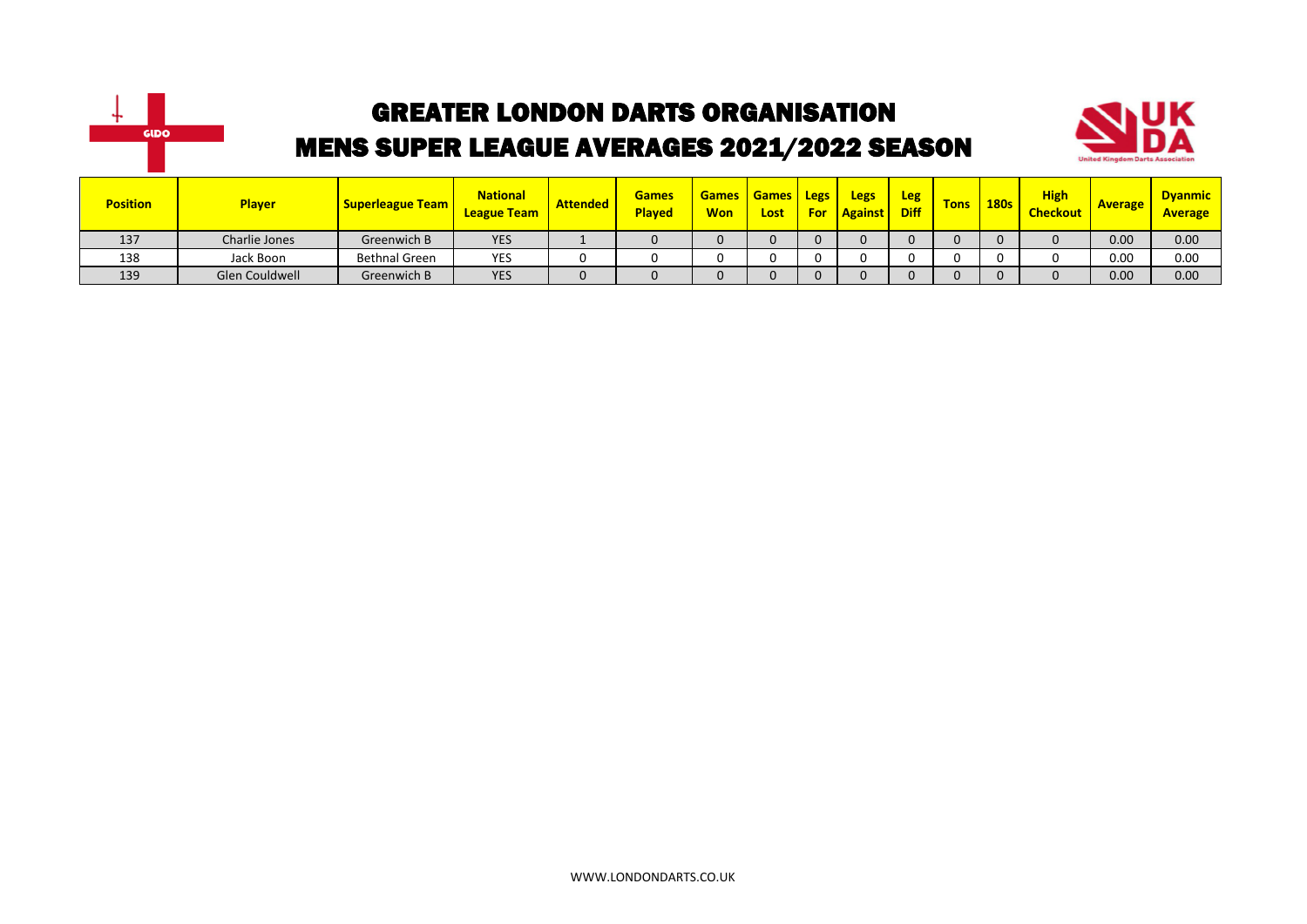# GREATER LONDON DARTS ORGANISATION

## MENS SUPER LEAGUE AVERAGES 2021/2022 SEASON

| Position | Player | Superleague Team | National League Team | Attended | Games Played | Games Won | Games Lost | Legs For | Legs Against | Leg Diff | Tons | 180s | High Checkout | Average | Dyanmic Average |
|---|---|---|---|---|---|---|---|---|---|---|---|---|---|---|---|
| 137 | Charlie Jones | Greenwich B | YES | 1 | 0 | 0 | 0 | 0 | 0 | 0 | 0 | 0 | 0 | 0.00 | 0.00 |
| 138 | Jack Boon | Bethnal Green | YES | 0 | 0 | 0 | 0 | 0 | 0 | 0 | 0 | 0 | 0 | 0.00 | 0.00 |
| 139 | Glen Couldwell | Greenwich B | YES | 0 | 0 | 0 | 0 | 0 | 0 | 0 | 0 | 0 | 0 | 0.00 | 0.00 |

WWW.LONDONDARTS.CO.UK